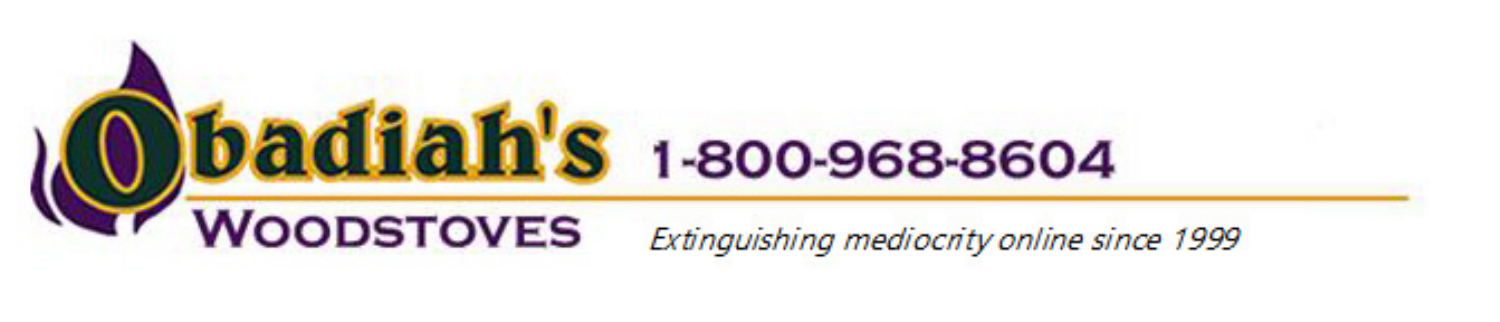# Obadiah's Woodstoves

1-800-968-8604

*Extinguishing mediocrity online since 1999*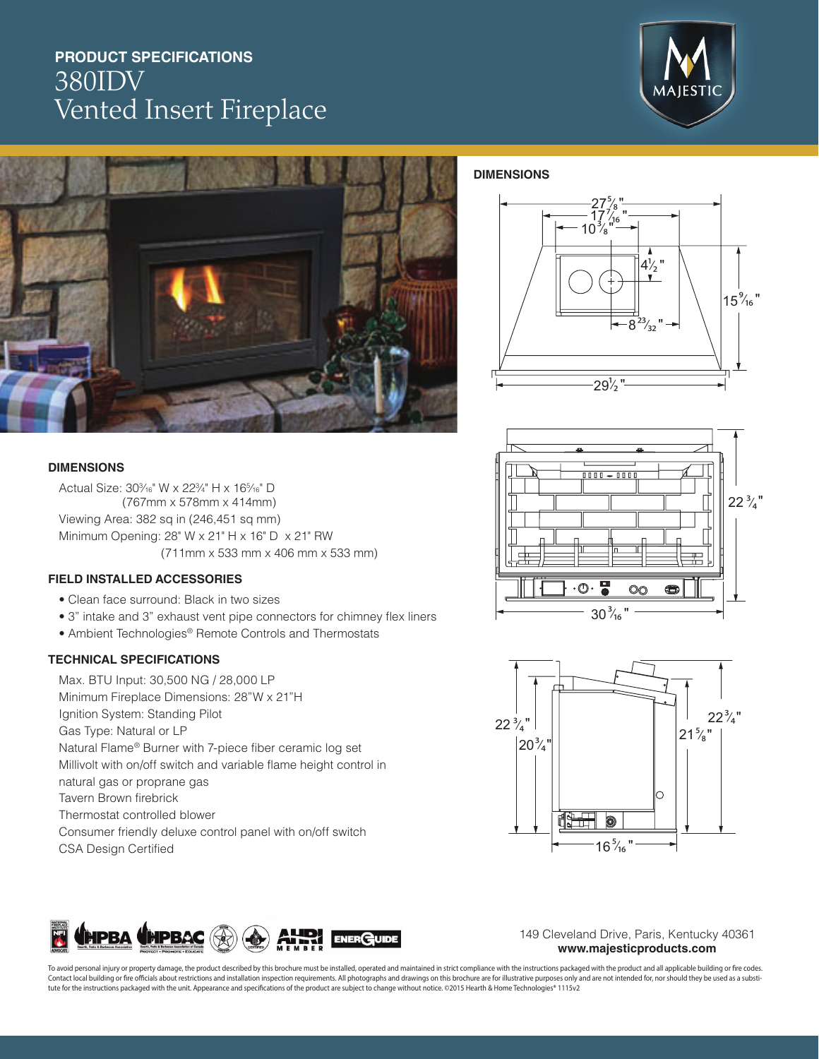**PRODUCT SPECIFICATIONS**

# 380IDV
# Vented Insert Fireplace

**DIMENSIONS**

27⅝"
17 7/16"
10⅜"
4½"
8 23/32"
15 9/16"
29½"

22¾"
30 3/16"

22¾"
20¾"
21⅝"
22¾"
16 5/16"

## DIMENSIONS

Actual Size: 30 3/16" W x 22¾" H x 16 5/16" D (767mm x 578mm x 414mm)
Viewing Area: 382 sq in (246,451 sq mm)
Minimum Opening: 28" W x 21" H x 16" D x 21" RW (711mm x 533 mm x 406 mm x 533 mm)

## FIELD INSTALLED ACCESSORIES

- Clean face surround: Black in two sizes
- 3" intake and 3" exhaust vent pipe connectors for chimney flex liners
- Ambient Technologies® Remote Controls and Thermostats

## TECHNICAL SPECIFICATIONS

Max. BTU Input: 30,500 NG / 28,000 LP
Minimum Fireplace Dimensions: 28"W x 21"H
Ignition System: Standing Pilot
Gas Type: Natural or LP
Natural Flame® Burner with 7-piece fiber ceramic log set
Millivolt with on/off switch and variable flame height control in natural gas or proprane gas
Tavern Brown firebrick
Thermostat controlled blower
Consumer friendly deluxe control panel with on/off switch
CSA Design Certified

149 Cleveland Drive, Paris, Kentucky 40361
**www.majesticproducts.com**

To avoid personal injury or property damage, the product described by this brochure must be installed, operated and maintained in strict compliance with the instructions packaged with the product and all applicable building or fire codes. Contact local building or fire officials about restrictions and installation inspection requirements. All photographs and drawings on this brochure are for illustrative purposes only and are not intended for, nor should they be used as a substitute for the instructions packaged with the unit. Appearance and specifications of the product are subject to change without notice. ©2015 Hearth & Home Technologies® 1115v2